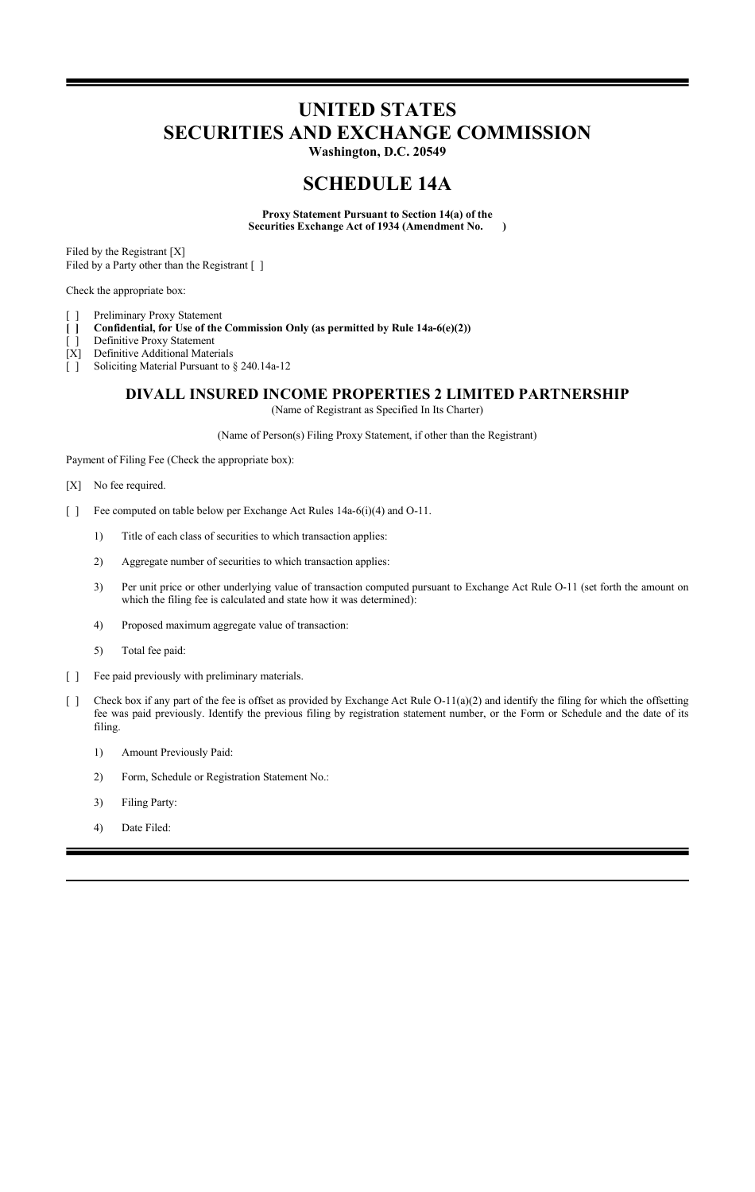# UNITED STATES
# SECURITIES AND EXCHANGE COMMISSION

**Washington, D.C. 20549**

## SCHEDULE 14A

**Proxy Statement Pursuant to Section 14(a) of the Securities Exchange Act of 1934 (Amendment No. )**

Filed by the Registrant [X]
Filed by a Party other than the Registrant [ ]

Check the appropriate box:

[ ] Preliminary Proxy Statement
**[ ] Confidential, for Use of the Commission Only (as permitted by Rule 14a-6(e)(2))**
[ ] Definitive Proxy Statement
[X] Definitive Additional Materials
[ ] Soliciting Material Pursuant to § 240.14a-12

### DIVALL INSURED INCOME PROPERTIES 2 LIMITED PARTNERSHIP

(Name of Registrant as Specified In Its Charter)

(Name of Person(s) Filing Proxy Statement, if other than the Registrant)

Payment of Filing Fee (Check the appropriate box):

[X] No fee required.

[ ] Fee computed on table below per Exchange Act Rules 14a-6(i)(4) and O-11.

1) Title of each class of securities to which transaction applies:

2) Aggregate number of securities to which transaction applies:

3) Per unit price or other underlying value of transaction computed pursuant to Exchange Act Rule O-11 (set forth the amount on which the filing fee is calculated and state how it was determined):

4) Proposed maximum aggregate value of transaction:

5) Total fee paid:

[ ] Fee paid previously with preliminary materials.

[ ] Check box if any part of the fee is offset as provided by Exchange Act Rule O-11(a)(2) and identify the filing for which the offsetting fee was paid previously. Identify the previous filing by registration statement number, or the Form or Schedule and the date of its filing.

1) Amount Previously Paid:

2) Form, Schedule or Registration Statement No.:

3) Filing Party:

4) Date Filed: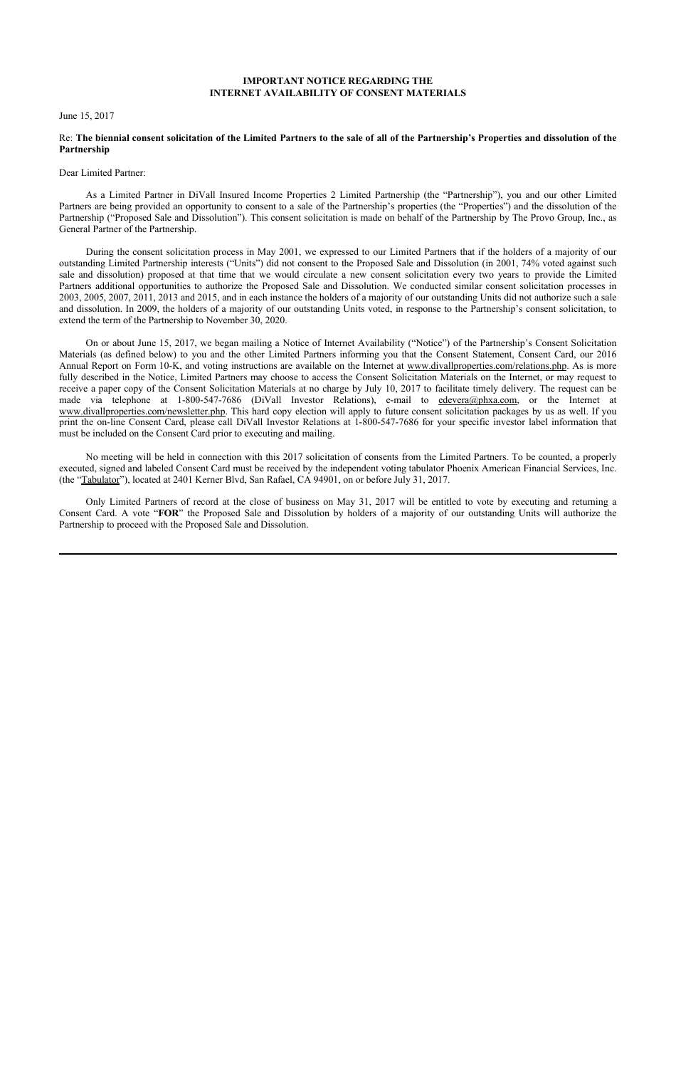**IMPORTANT NOTICE REGARDING THE**
**INTERNET AVAILABILITY OF CONSENT MATERIALS**

June 15, 2017

Re: **The biennial consent solicitation of the Limited Partners to the sale of all of the Partnership's Properties and dissolution of the Partnership**

Dear Limited Partner:

As a Limited Partner in DiVall Insured Income Properties 2 Limited Partnership (the "Partnership"), you and our other Limited Partners are being provided an opportunity to consent to a sale of the Partnership's properties (the "Properties") and the dissolution of the Partnership ("Proposed Sale and Dissolution"). This consent solicitation is made on behalf of the Partnership by The Provo Group, Inc., as General Partner of the Partnership.

During the consent solicitation process in May 2001, we expressed to our Limited Partners that if the holders of a majority of our outstanding Limited Partnership interests ("Units") did not consent to the Proposed Sale and Dissolution (in 2001, 74% voted against such sale and dissolution) proposed at that time that we would circulate a new consent solicitation every two years to provide the Limited Partners additional opportunities to authorize the Proposed Sale and Dissolution. We conducted similar consent solicitation processes in 2003, 2005, 2007, 2011, 2013 and 2015, and in each instance the holders of a majority of our outstanding Units did not authorize such a sale and dissolution. In 2009, the holders of a majority of our outstanding Units voted, in response to the Partnership's consent solicitation, to extend the term of the Partnership to November 30, 2020.

On or about June 15, 2017, we began mailing a Notice of Internet Availability ("Notice") of the Partnership's Consent Solicitation Materials (as defined below) to you and the other Limited Partners informing you that the Consent Statement, Consent Card, our 2016 Annual Report on Form 10-K, and voting instructions are available on the Internet at www.divallproperties.com/relations.php. As is more fully described in the Notice, Limited Partners may choose to access the Consent Solicitation Materials on the Internet, or may request to receive a paper copy of the Consent Solicitation Materials at no charge by July 10, 2017 to facilitate timely delivery. The request can be made via telephone at 1-800-547-7686 (DiVall Investor Relations), e-mail to edevera@phxa.com, or the Internet at www.divallproperties.com/newsletter.php. This hard copy election will apply to future consent solicitation packages by us as well. If you print the on-line Consent Card, please call DiVall Investor Relations at 1-800-547-7686 for your specific investor label information that must be included on the Consent Card prior to executing and mailing.

No meeting will be held in connection with this 2017 solicitation of consents from the Limited Partners. To be counted, a properly executed, signed and labeled Consent Card must be received by the independent voting tabulator Phoenix American Financial Services, Inc. (the "Tabulator"), located at 2401 Kerner Blvd, San Rafael, CA 94901, on or before July 31, 2017.

Only Limited Partners of record at the close of business on May 31, 2017 will be entitled to vote by executing and returning a Consent Card. A vote "**FOR**" the Proposed Sale and Dissolution by holders of a majority of our outstanding Units will authorize the Partnership to proceed with the Proposed Sale and Dissolution.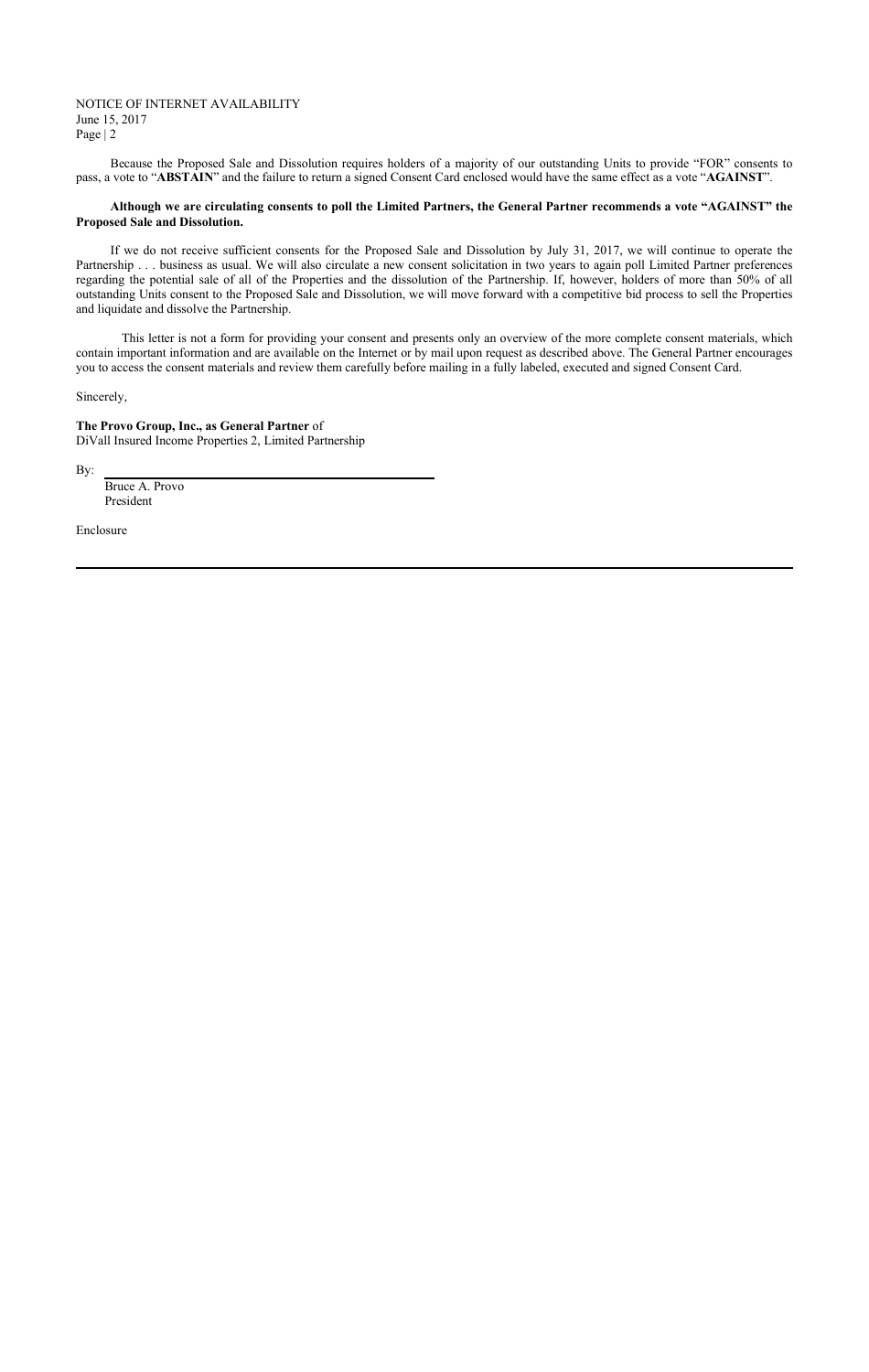Because the Proposed Sale and Dissolution requires holders of a majority of our outstanding Units to provide "FOR" consents to pass, a vote to "**ABSTAIN**" and the failure to return a signed Consent Card enclosed would have the same effect as a vote "**AGAINST**".

**Although we are circulating consents to poll the Limited Partners, the General Partner recommends a vote "AGAINST" the Proposed Sale and Dissolution.**

If we do not receive sufficient consents for the Proposed Sale and Dissolution by July 31, 2017, we will continue to operate the Partnership . . . business as usual. We will also circulate a new consent solicitation in two years to again poll Limited Partner preferences regarding the potential sale of all of the Properties and the dissolution of the Partnership. If, however, holders of more than 50% of all outstanding Units consent to the Proposed Sale and Dissolution, we will move forward with a competitive bid process to sell the Properties and liquidate and dissolve the Partnership.

This letter is not a form for providing your consent and presents only an overview of the more complete consent materials, which contain important information and are available on the Internet or by mail upon request as described above. The General Partner encourages you to access the consent materials and review them carefully before mailing in a fully labeled, executed and signed Consent Card.

Sincerely,

**The Provo Group, Inc., as General Partner** of
DiVall Insured Income Properties 2, Limited Partnership

By: ______________________________
Bruce A. Provo
President

Enclosure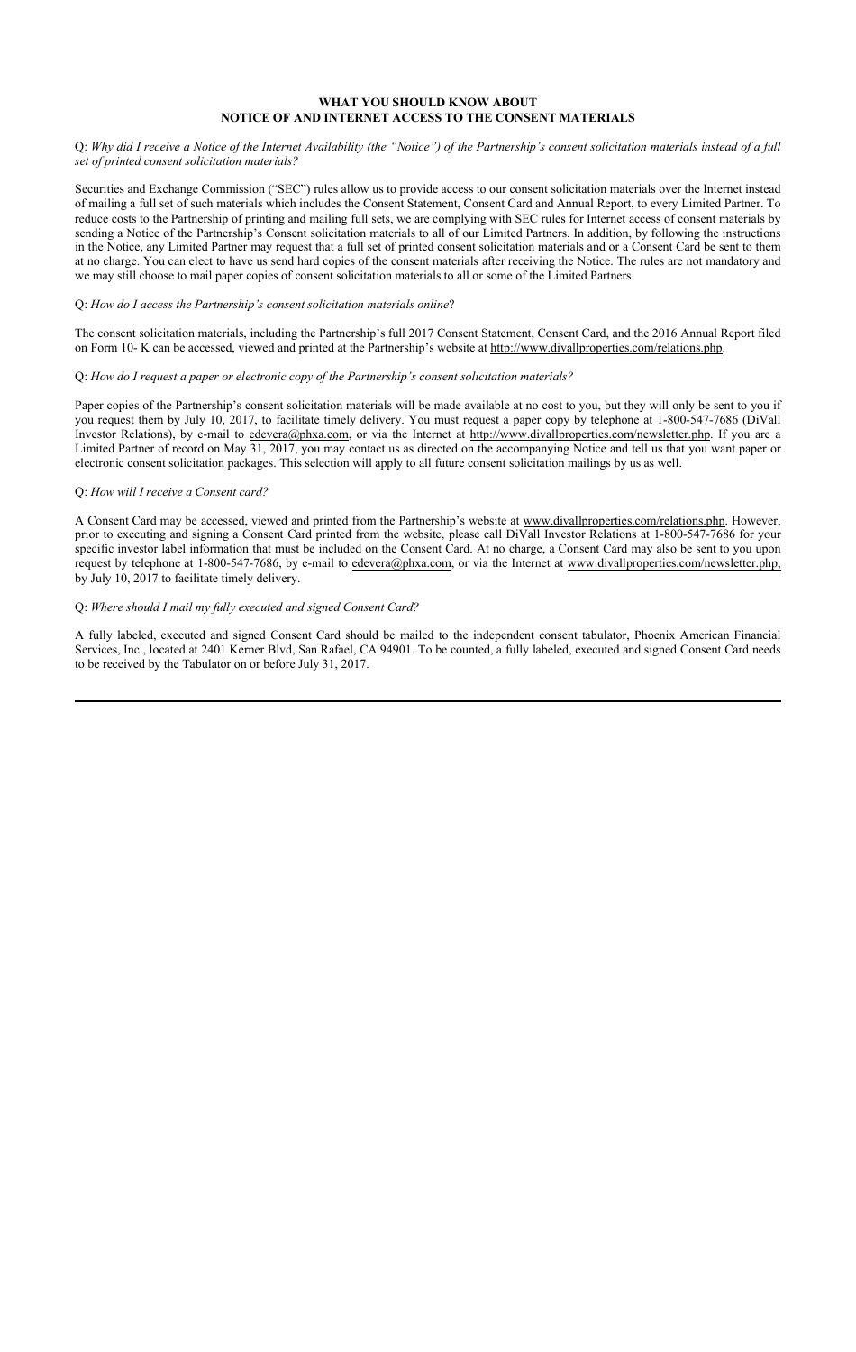**WHAT YOU SHOULD KNOW ABOUT**
**NOTICE OF AND INTERNET ACCESS TO THE CONSENT MATERIALS**

Q: *Why did I receive a Notice of the Internet Availability (the "Notice") of the Partnership's consent solicitation materials instead of a full set of printed consent solicitation materials?*

Securities and Exchange Commission ("SEC") rules allow us to provide access to our consent solicitation materials over the Internet instead of mailing a full set of such materials which includes the Consent Statement, Consent Card and Annual Report, to every Limited Partner. To reduce costs to the Partnership of printing and mailing full sets, we are complying with SEC rules for Internet access of consent materials by sending a Notice of the Partnership's Consent solicitation materials to all of our Limited Partners. In addition, by following the instructions in the Notice, any Limited Partner may request that a full set of printed consent solicitation materials and or a Consent Card be sent to them at no charge. You can elect to have us send hard copies of the consent materials after receiving the Notice. The rules are not mandatory and we may still choose to mail paper copies of consent solicitation materials to all or some of the Limited Partners.

Q: *How do I access the Partnership's consent solicitation materials online*?

The consent solicitation materials, including the Partnership's full 2017 Consent Statement, Consent Card, and the 2016 Annual Report filed on Form 10- K can be accessed, viewed and printed at the Partnership's website at http://www.divallproperties.com/relations.php.

Q: *How do I request a paper or electronic copy of the Partnership's consent solicitation materials?*

Paper copies of the Partnership's consent solicitation materials will be made available at no cost to you, but they will only be sent to you if you request them by July 10, 2017, to facilitate timely delivery. You must request a paper copy by telephone at 1-800-547-7686 (DiVall Investor Relations), by e-mail to edevera@phxa.com, or via the Internet at http://www.divallproperties.com/newsletter.php. If you are a Limited Partner of record on May 31, 2017, you may contact us as directed on the accompanying Notice and tell us that you want paper or electronic consent solicitation packages. This selection will apply to all future consent solicitation mailings by us as well.

Q: *How will I receive a Consent card?*

A Consent Card may be accessed, viewed and printed from the Partnership's website at www.divallproperties.com/relations.php. However, prior to executing and signing a Consent Card printed from the website, please call DiVall Investor Relations at 1-800-547-7686 for your specific investor label information that must be included on the Consent Card. At no charge, a Consent Card may also be sent to you upon request by telephone at 1-800-547-7686, by e-mail to edevera@phxa.com, or via the Internet at www.divallproperties.com/newsletter.php, by July 10, 2017 to facilitate timely delivery.

Q: *Where should I mail my fully executed and signed Consent Card?*

A fully labeled, executed and signed Consent Card should be mailed to the independent consent tabulator, Phoenix American Financial Services, Inc., located at 2401 Kerner Blvd, San Rafael, CA 94901. To be counted, a fully labeled, executed and signed Consent Card needs to be received by the Tabulator on or before July 31, 2017.